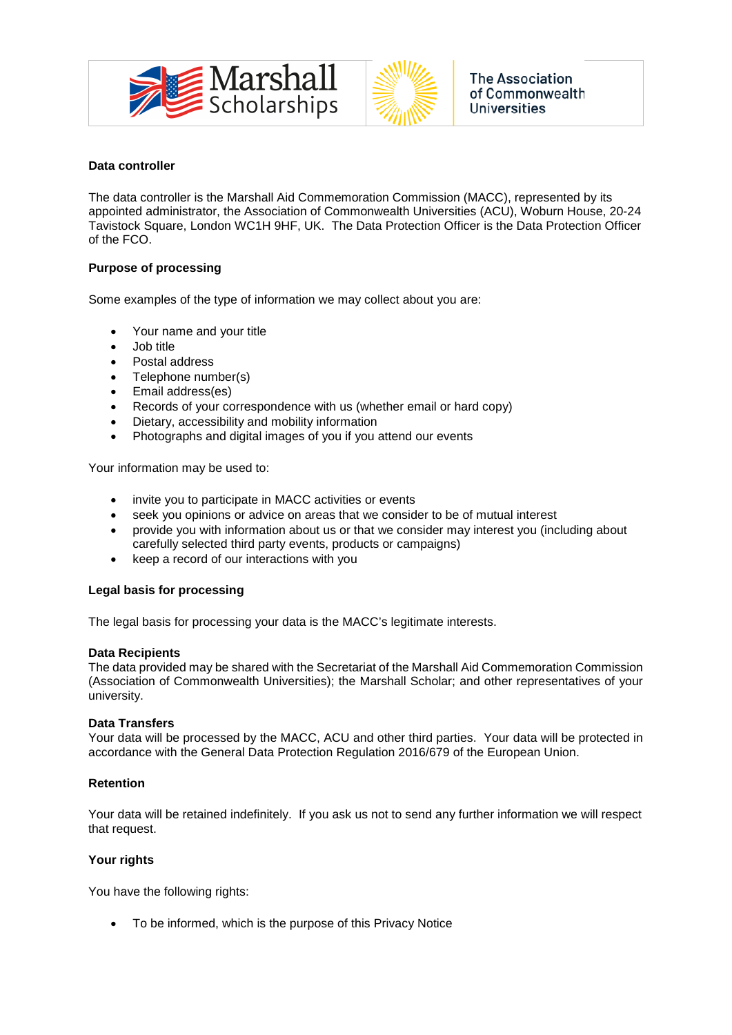Marshall Scholarships

The Association of Commonwealth Universities

**Data controller**

The data controller is the Marshall Aid Commemoration Commission (MACC), represented by its appointed administrator, the Association of Commonwealth Universities (ACU), Woburn House, 20-24 Tavistock Square, London WC1H 9HF, UK. The Data Protection Officer is the Data Protection Officer of the FCO.

**Purpose of processing**

Some examples of the type of information we may collect about you are:

- Your name and your title
- Job title
- Postal address
- Telephone number(s)
- Email address(es)
- Records of your correspondence with us (whether email or hard copy)
- Dietary, accessibility and mobility information
- Photographs and digital images of you if you attend our events

Your information may be used to:

- invite you to participate in MACC activities or events
- seek you opinions or advice on areas that we consider to be of mutual interest
- provide you with information about us or that we consider may interest you (including about carefully selected third party events, products or campaigns)
- keep a record of our interactions with you

**Legal basis for processing**

The legal basis for processing your data is the MACC's legitimate interests.

**Data Recipients**

The data provided may be shared with the Secretariat of the Marshall Aid Commemoration Commission (Association of Commonwealth Universities); the Marshall Scholar; and other representatives of your university.

**Data Transfers**

Your data will be processed by the MACC, ACU and other third parties. Your data will be protected in accordance with the General Data Protection Regulation 2016/679 of the European Union.

**Retention**

Your data will be retained indefinitely. If you ask us not to send any further information we will respect that request.

**Your rights**

You have the following rights:

- To be informed, which is the purpose of this Privacy Notice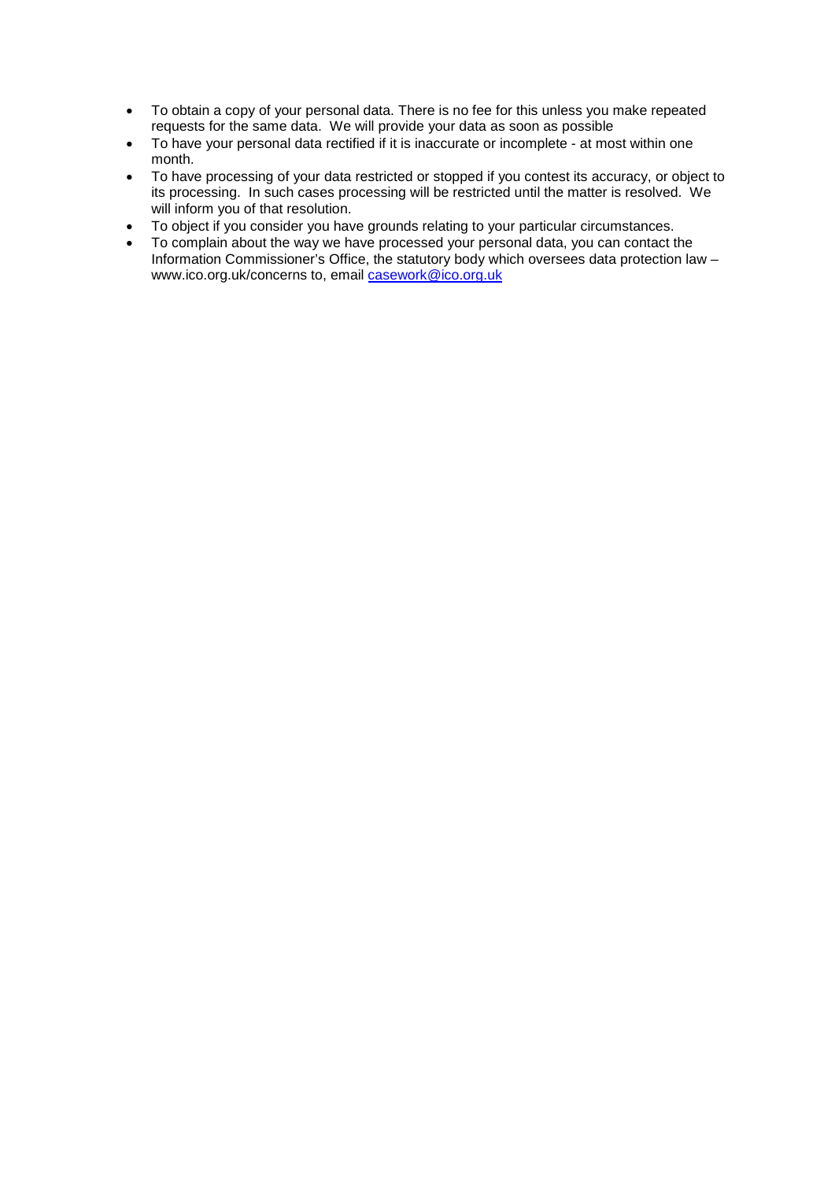- To obtain a copy of your personal data. There is no fee for this unless you make repeated requests for the same data. We will provide your data as soon as possible
- To have your personal data rectified if it is inaccurate or incomplete - at most within one month.
- To have processing of your data restricted or stopped if you contest its accuracy, or object to its processing. In such cases processing will be restricted until the matter is resolved. We will inform you of that resolution.
- To object if you consider you have grounds relating to your particular circumstances.
- To complain about the way we have processed your personal data, you can contact the Information Commissioner's Office, the statutory body which oversees data protection law – www.ico.org.uk/concerns to, email casework@ico.org.uk